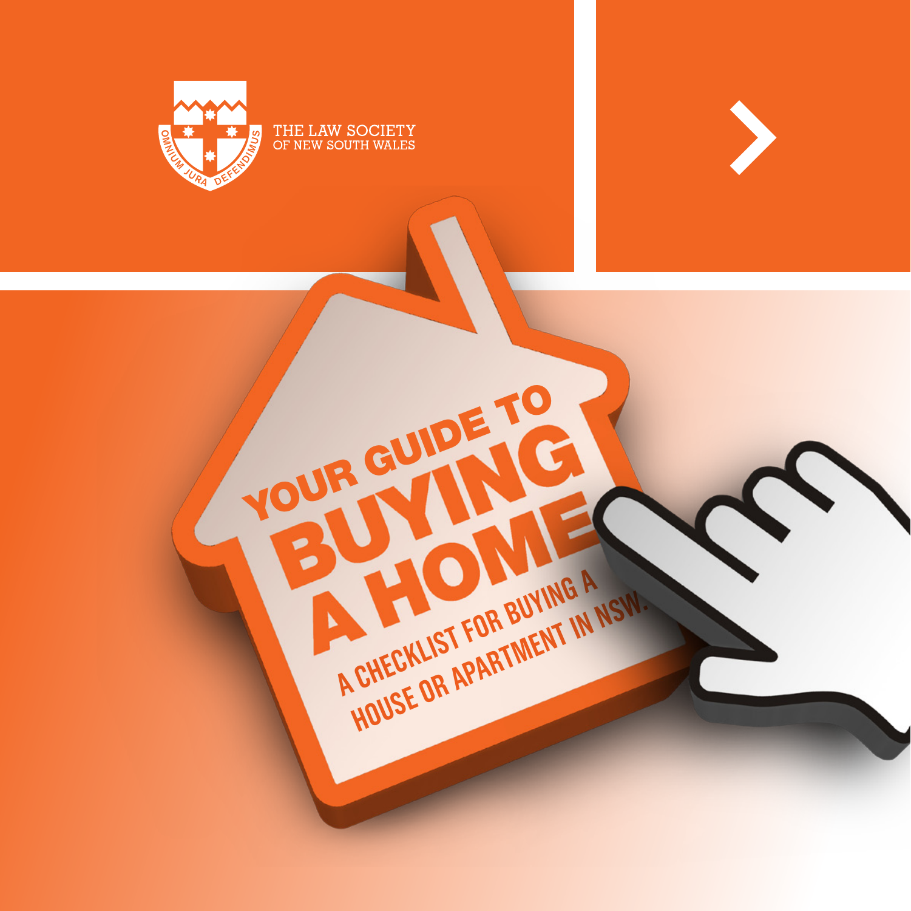THE LAW SOCIETY
OF NEW SOUTH WALES

OMNIUM JURA DEFENDIMUS

# YOUR GUIDE TO BUYING A HOME

## A CHECKLIST FOR BUYING A HOUSE OR APARTMENT IN NSW.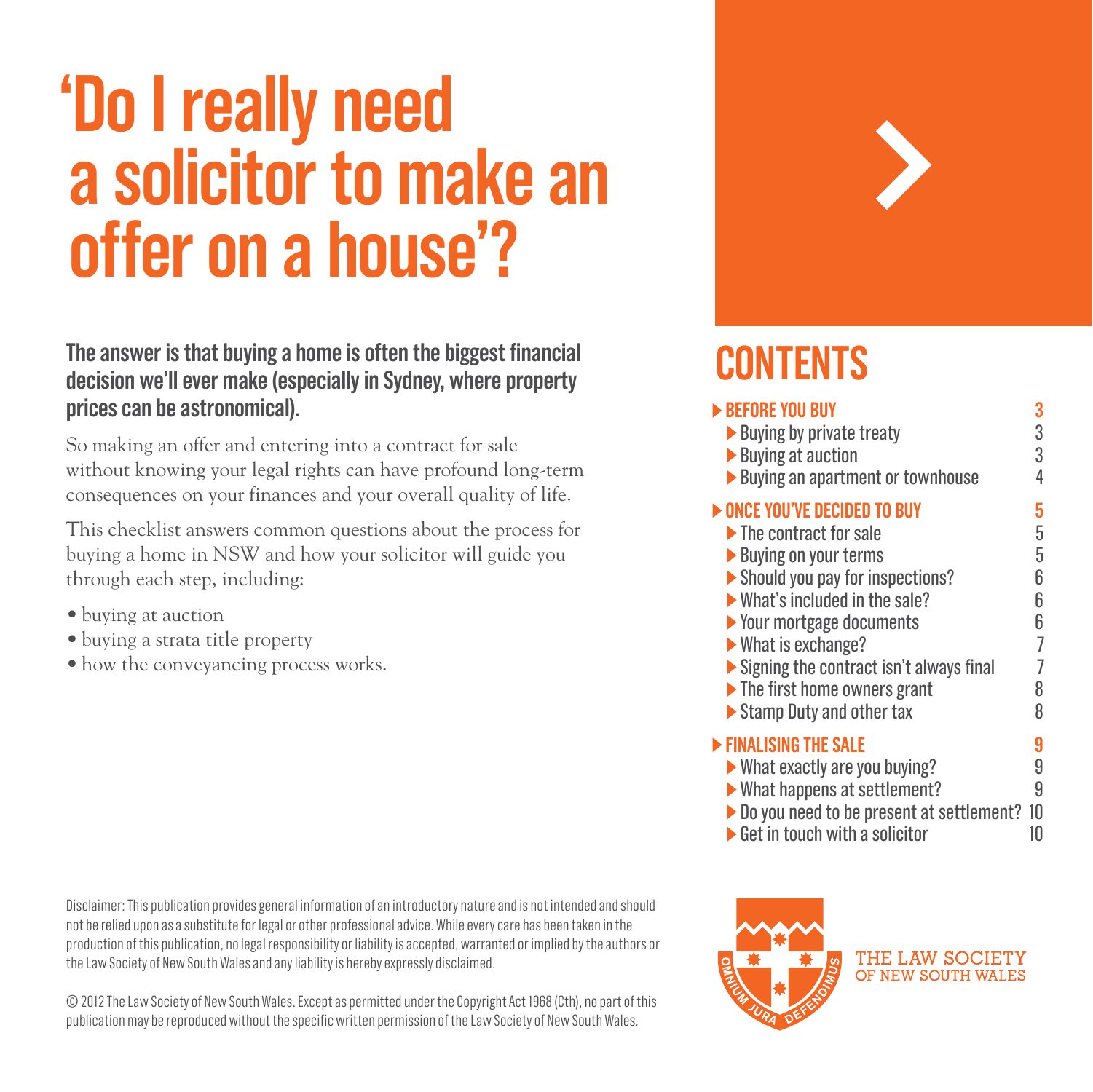# 'Do I really need a solicitor to make an offer on a house'?

**The answer is that buying a home is often the biggest financial decision we'll ever make (especially in Sydney, where property prices can be astronomical).**

So making an offer and entering into a contract for sale without knowing your legal rights can have profound long-term consequences on your finances and your overall quality of life.

This checklist answers common questions about the process for buying a home in NSW and how your solicitor will guide you through each step, including:

- buying at auction
- buying a strata title property
- how the conveyancing process works.

## CONTENTS

- **BEFORE YOU BUY** 3
  - Buying by private treaty 3
  - Buying at auction 3
  - Buying an apartment or townhouse 4
- **ONCE YOU'VE DECIDED TO BUY** 5
  - The contract for sale 5
  - Buying on your terms 5
  - Should you pay for inspections? 6
  - What's included in the sale? 6
  - Your mortgage documents 6
  - What is exchange? 7
  - Signing the contract isn't always final 7
  - The first home owners grant 8
  - Stamp Duty and other tax 8
- **FINALISING THE SALE** 9
  - What exactly are you buying? 9
  - What happens at settlement? 9
  - Do you need to be present at settlement? 10
  - Get in touch with a solicitor 10

Disclaimer: This publication provides general information of an introductory nature and is not intended and should not be relied upon as a substitute for legal or other professional advice. While every care has been taken in the production of this publication, no legal responsibility or liability is accepted, warranted or implied by the authors or the Law Society of New South Wales and any liability is hereby expressly disclaimed.

© 2012 The Law Society of New South Wales. Except as permitted under the Copyright Act 1968 (Cth), no part of this publication may be reproduced without the specific written permission of the Law Society of New South Wales.

OMNIUM JURA DEFENDIMUS

THE LAW SOCIETY OF NEW SOUTH WALES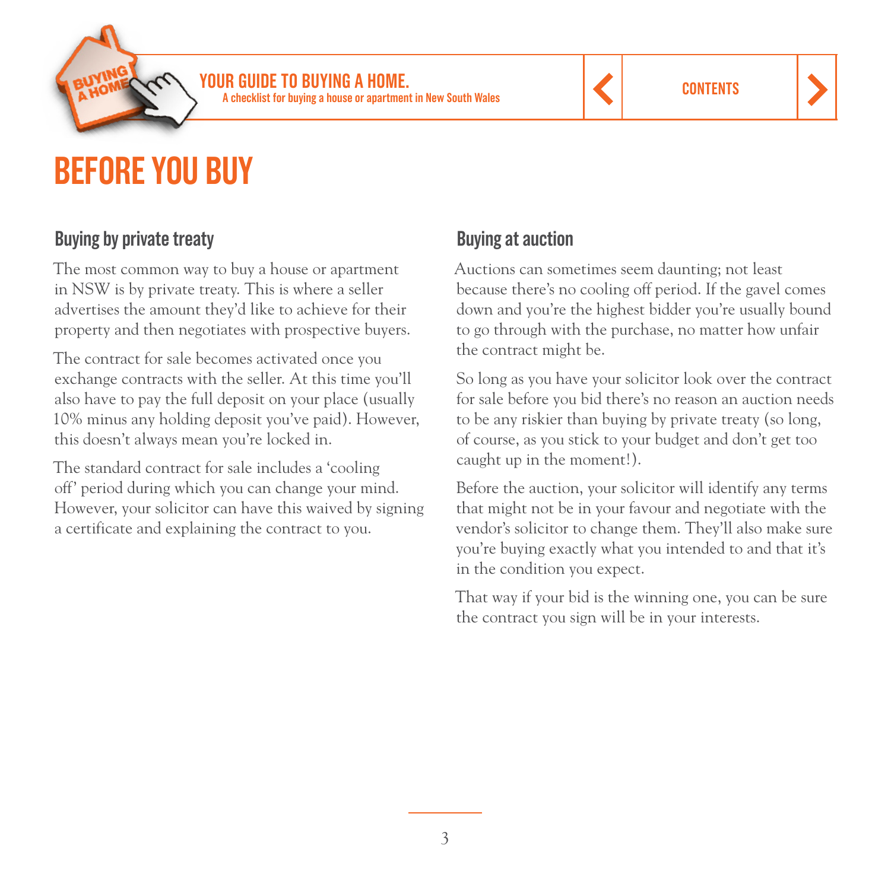# BEFORE YOU BUY

## Buying by private treaty

The most common way to buy a house or apartment in NSW is by private treaty. This is where a seller advertises the amount they'd like to achieve for their property and then negotiates with prospective buyers.

The contract for sale becomes activated once you exchange contracts with the seller. At this time you'll also have to pay the full deposit on your place (usually 10% minus any holding deposit you've paid). However, this doesn't always mean you're locked in.

The standard contract for sale includes a 'cooling off' period during which you can change your mind. However, your solicitor can have this waived by signing a certificate and explaining the contract to you.

## Buying at auction

Auctions can sometimes seem daunting; not least because there's no cooling off period. If the gavel comes down and you're the highest bidder you're usually bound to go through with the purchase, no matter how unfair the contract might be.

So long as you have your solicitor look over the contract for sale before you bid there's no reason an auction needs to be any riskier than buying by private treaty (so long, of course, as you stick to your budget and don't get too caught up in the moment!).

Before the auction, your solicitor will identify any terms that might not be in your favour and negotiate with the vendor's solicitor to change them. They'll also make sure you're buying exactly what you intended to and that it's in the condition you expect.

That way if your bid is the winning one, you can be sure the contract you sign will be in your interests.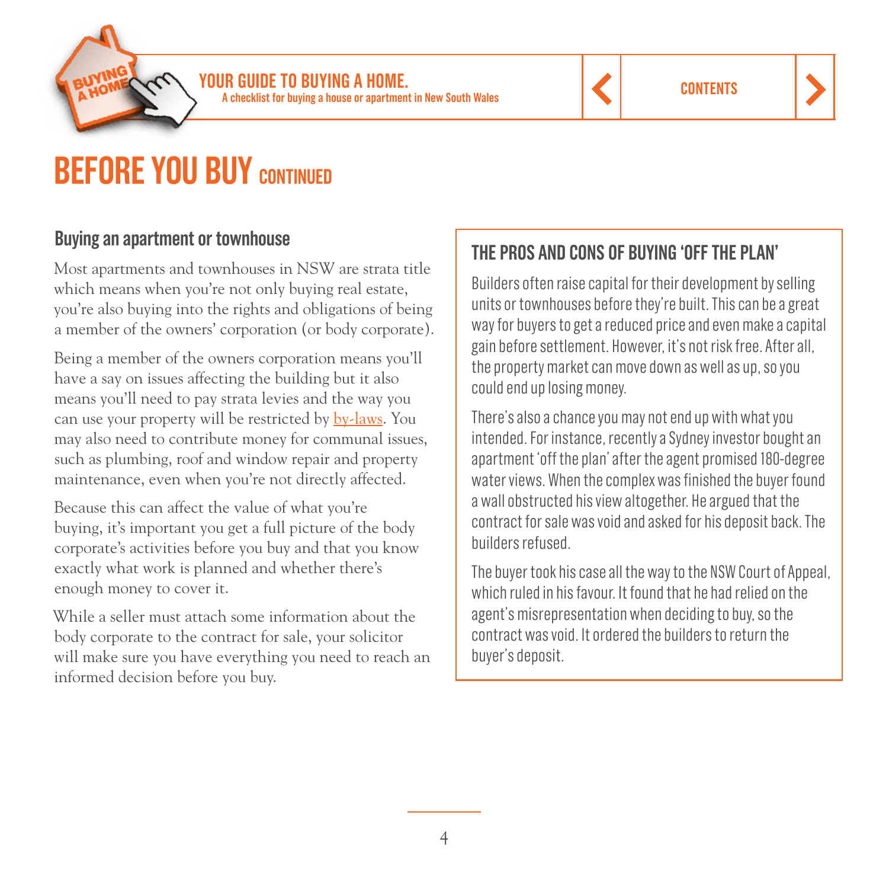# BEFORE YOU BUY CONTINUED

## Buying an apartment or townhouse

Most apartments and townhouses in NSW are strata title which means when you're not only buying real estate, you're also buying into the rights and obligations of being a member of the owners' corporation (or body corporate).

Being a member of the owners corporation means you'll have a say on issues affecting the building but it also means you'll need to pay strata levies and the way you can use your property will be restricted by by-laws. You may also need to contribute money for communal issues, such as plumbing, roof and window repair and property maintenance, even when you're not directly affected.

Because this can affect the value of what you're buying, it's important you get a full picture of the body corporate's activities before you buy and that you know exactly what work is planned and whether there's enough money to cover it.

While a seller must attach some information about the body corporate to the contract for sale, your solicitor will make sure you have everything you need to reach an informed decision before you buy.

## THE PROS AND CONS OF BUYING 'OFF THE PLAN'

Builders often raise capital for their development by selling units or townhouses before they're built. This can be a great way for buyers to get a reduced price and even make a capital gain before settlement. However, it's not risk free. After all, the property market can move down as well as up, so you could end up losing money.

There's also a chance you may not end up with what you intended. For instance, recently a Sydney investor bought an apartment 'off the plan' after the agent promised 180-degree water views. When the complex was finished the buyer found a wall obstructed his view altogether. He argued that the contract for sale was void and asked for his deposit back. The builders refused.

The buyer took his case all the way to the NSW Court of Appeal, which ruled in his favour. It found that he had relied on the agent's misrepresentation when deciding to buy, so the contract was void. It ordered the builders to return the buyer's deposit.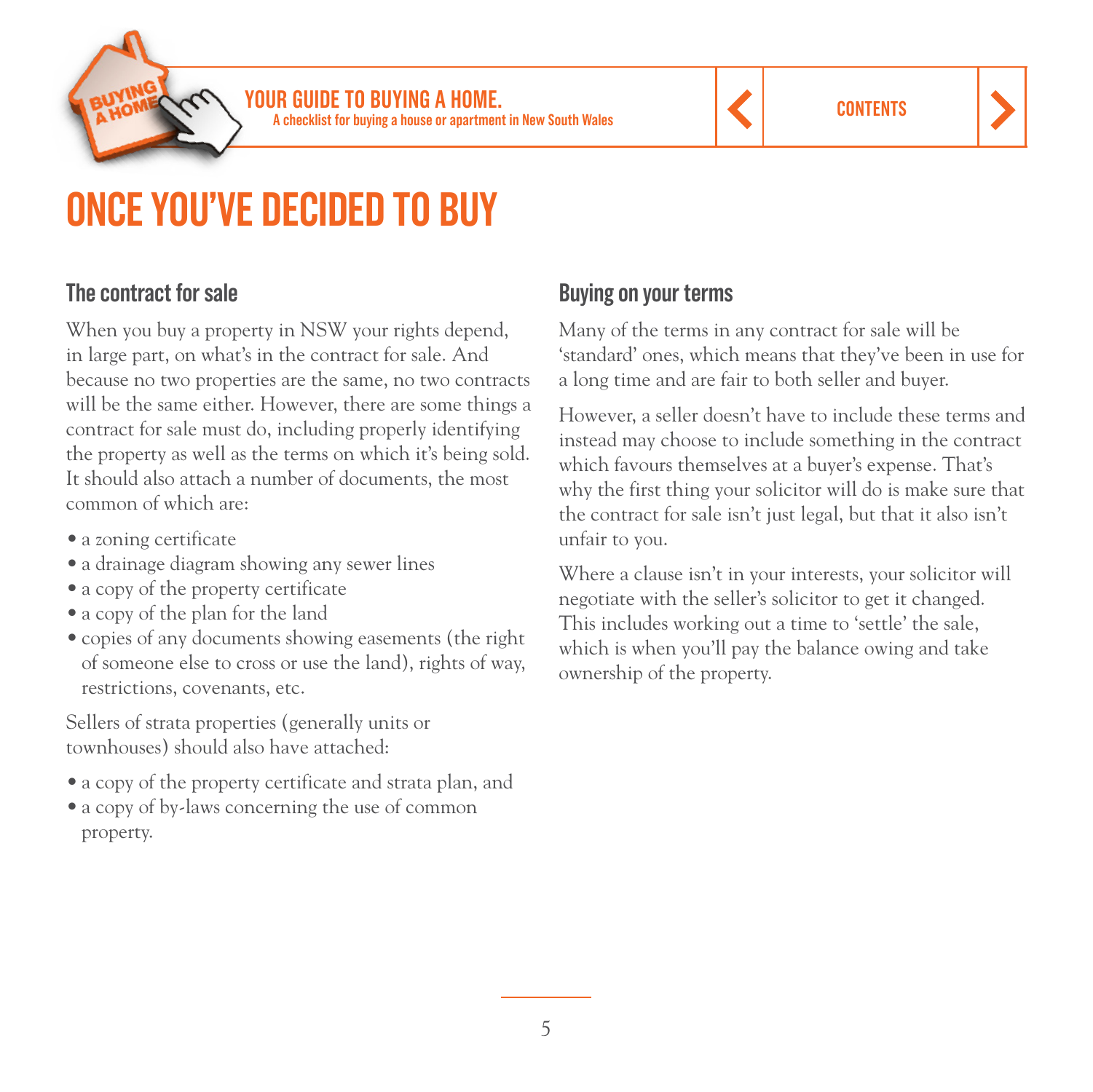# ONCE YOU'VE DECIDED TO BUY

## The contract for sale

When you buy a property in NSW your rights depend, in large part, on what's in the contract for sale. And because no two properties are the same, no two contracts will be the same either. However, there are some things a contract for sale must do, including properly identifying the property as well as the terms on which it's being sold. It should also attach a number of documents, the most common of which are:

- a zoning certificate
- a drainage diagram showing any sewer lines
- a copy of the property certificate
- a copy of the plan for the land
- copies of any documents showing easements (the right of someone else to cross or use the land), rights of way, restrictions, covenants, etc.

Sellers of strata properties (generally units or townhouses) should also have attached:

- a copy of the property certificate and strata plan, and
- a copy of by-laws concerning the use of common property.

## Buying on your terms

Many of the terms in any contract for sale will be 'standard' ones, which means that they've been in use for a long time and are fair to both seller and buyer.

However, a seller doesn't have to include these terms and instead may choose to include something in the contract which favours themselves at a buyer's expense. That's why the first thing your solicitor will do is make sure that the contract for sale isn't just legal, but that it also isn't unfair to you.

Where a clause isn't in your interests, your solicitor will negotiate with the seller's solicitor to get it changed. This includes working out a time to 'settle' the sale, which is when you'll pay the balance owing and take ownership of the property.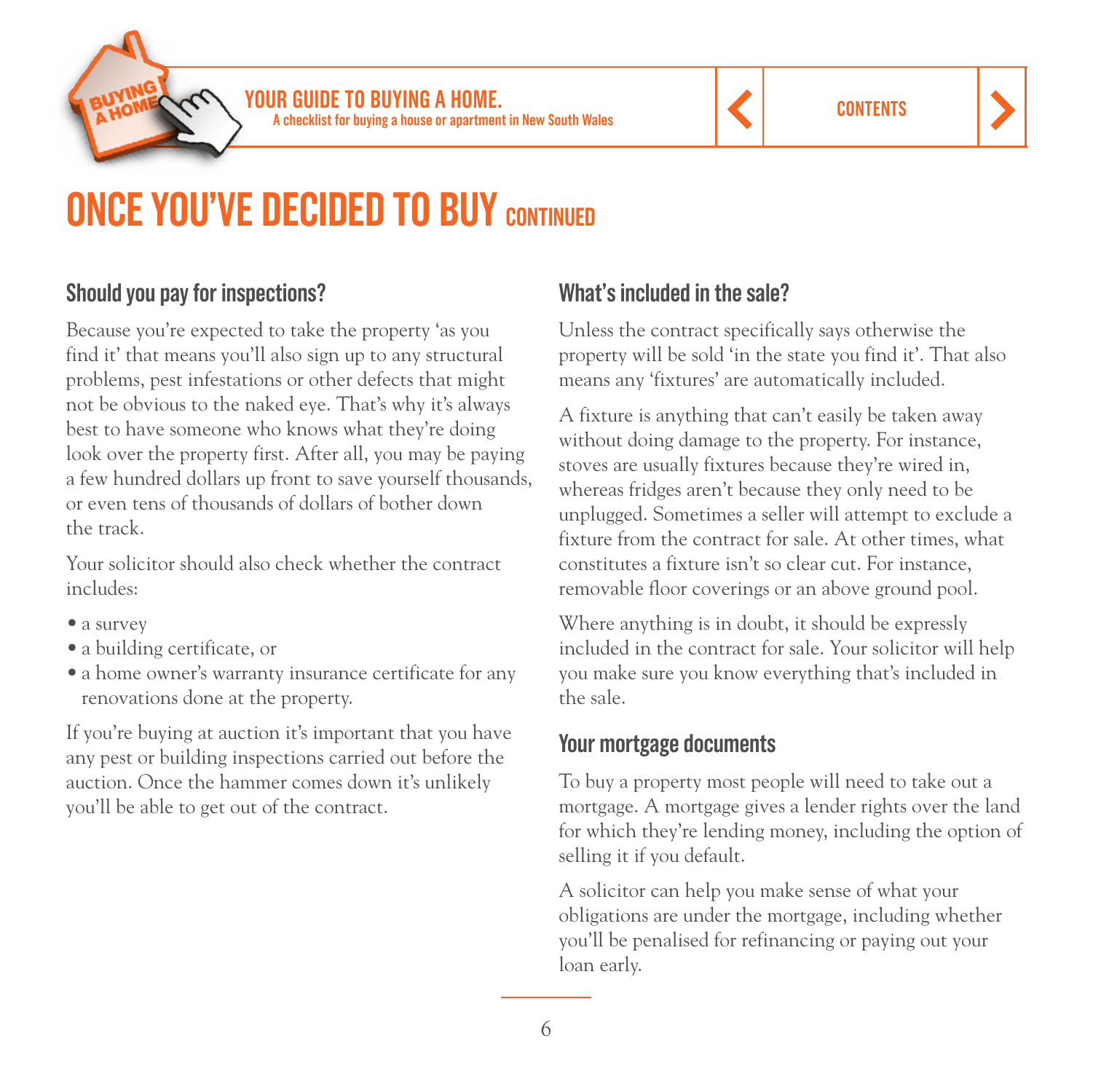# ONCE YOU'VE DECIDED TO BUY CONTINUED

## Should you pay for inspections?

Because you're expected to take the property 'as you find it' that means you'll also sign up to any structural problems, pest infestations or other defects that might not be obvious to the naked eye. That's why it's always best to have someone who knows what they're doing look over the property first. After all, you may be paying a few hundred dollars up front to save yourself thousands, or even tens of thousands of dollars of bother down the track.

Your solicitor should also check whether the contract includes:

- a survey
- a building certificate, or
- a home owner's warranty insurance certificate for any renovations done at the property.

If you're buying at auction it's important that you have any pest or building inspections carried out before the auction. Once the hammer comes down it's unlikely you'll be able to get out of the contract.

## What's included in the sale?

Unless the contract specifically says otherwise the property will be sold 'in the state you find it'. That also means any 'fixtures' are automatically included.

A fixture is anything that can't easily be taken away without doing damage to the property. For instance, stoves are usually fixtures because they're wired in, whereas fridges aren't because they only need to be unplugged. Sometimes a seller will attempt to exclude a fixture from the contract for sale. At other times, what constitutes a fixture isn't so clear cut. For instance, removable floor coverings or an above ground pool.

Where anything is in doubt, it should be expressly included in the contract for sale. Your solicitor will help you make sure you know everything that's included in the sale.

## Your mortgage documents

To buy a property most people will need to take out a mortgage. A mortgage gives a lender rights over the land for which they're lending money, including the option of selling it if you default.

A solicitor can help you make sense of what your obligations are under the mortgage, including whether you'll be penalised for refinancing or paying out your loan early.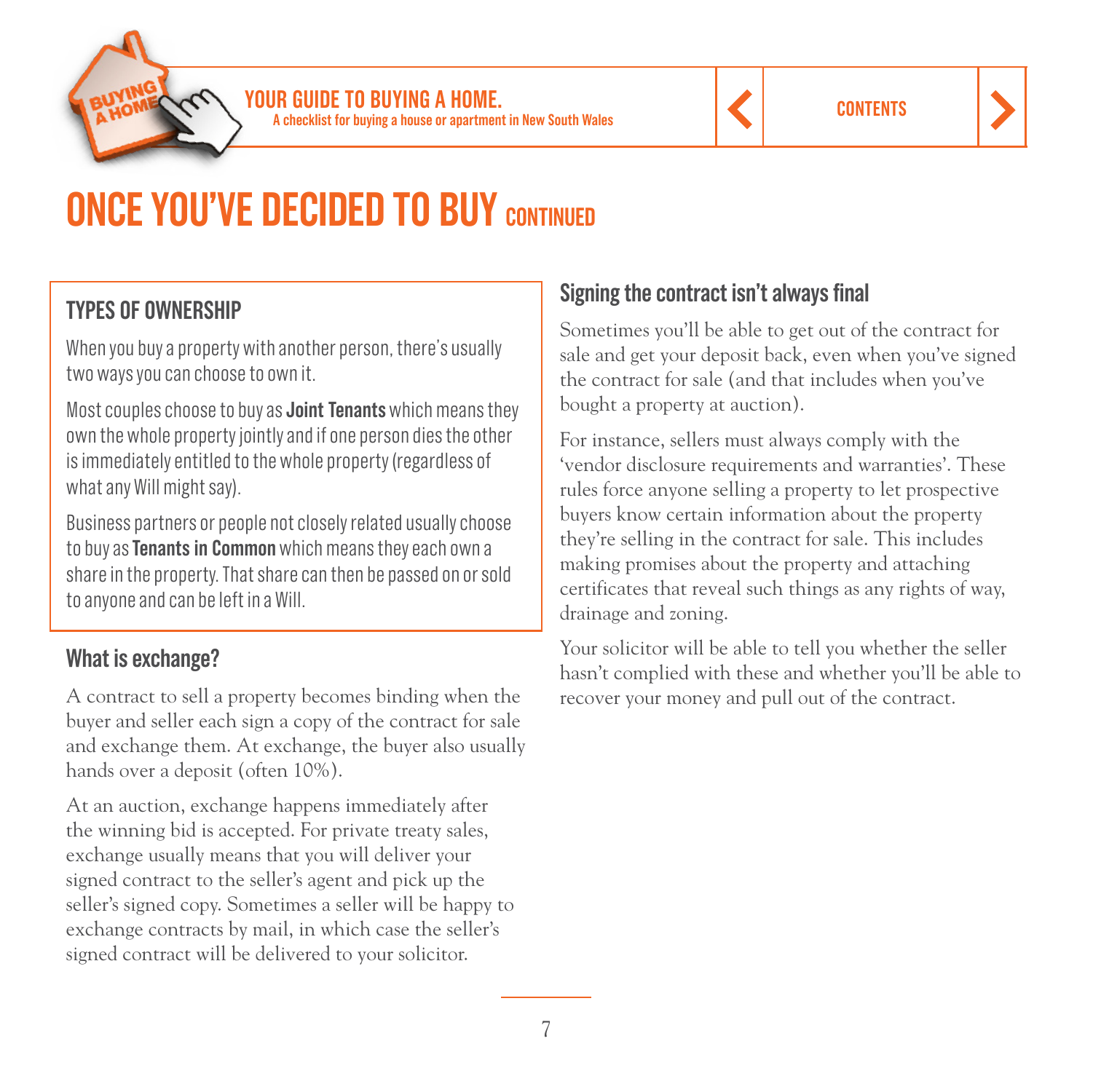# ONCE YOU'VE DECIDED TO BUY CONTINUED

## TYPES OF OWNERSHIP

When you buy a property with another person, there's usually two ways you can choose to own it.

Most couples choose to buy as **Joint Tenants** which means they own the whole property jointly and if one person dies the other is immediately entitled to the whole property (regardless of what any Will might say).

Business partners or people not closely related usually choose to buy as **Tenants in Common** which means they each own a share in the property. That share can then be passed on or sold to anyone and can be left in a Will.

## What is exchange?

A contract to sell a property becomes binding when the buyer and seller each sign a copy of the contract for sale and exchange them. At exchange, the buyer also usually hands over a deposit (often 10%).

At an auction, exchange happens immediately after the winning bid is accepted. For private treaty sales, exchange usually means that you will deliver your signed contract to the seller's agent and pick up the seller's signed copy. Sometimes a seller will be happy to exchange contracts by mail, in which case the seller's signed contract will be delivered to your solicitor.

## Signing the contract isn't always final

Sometimes you'll be able to get out of the contract for sale and get your deposit back, even when you've signed the contract for sale (and that includes when you've bought a property at auction).

For instance, sellers must always comply with the 'vendor disclosure requirements and warranties'. These rules force anyone selling a property to let prospective buyers know certain information about the property they're selling in the contract for sale. This includes making promises about the property and attaching certificates that reveal such things as any rights of way, drainage and zoning.

Your solicitor will be able to tell you whether the seller hasn't complied with these and whether you'll be able to recover your money and pull out of the contract.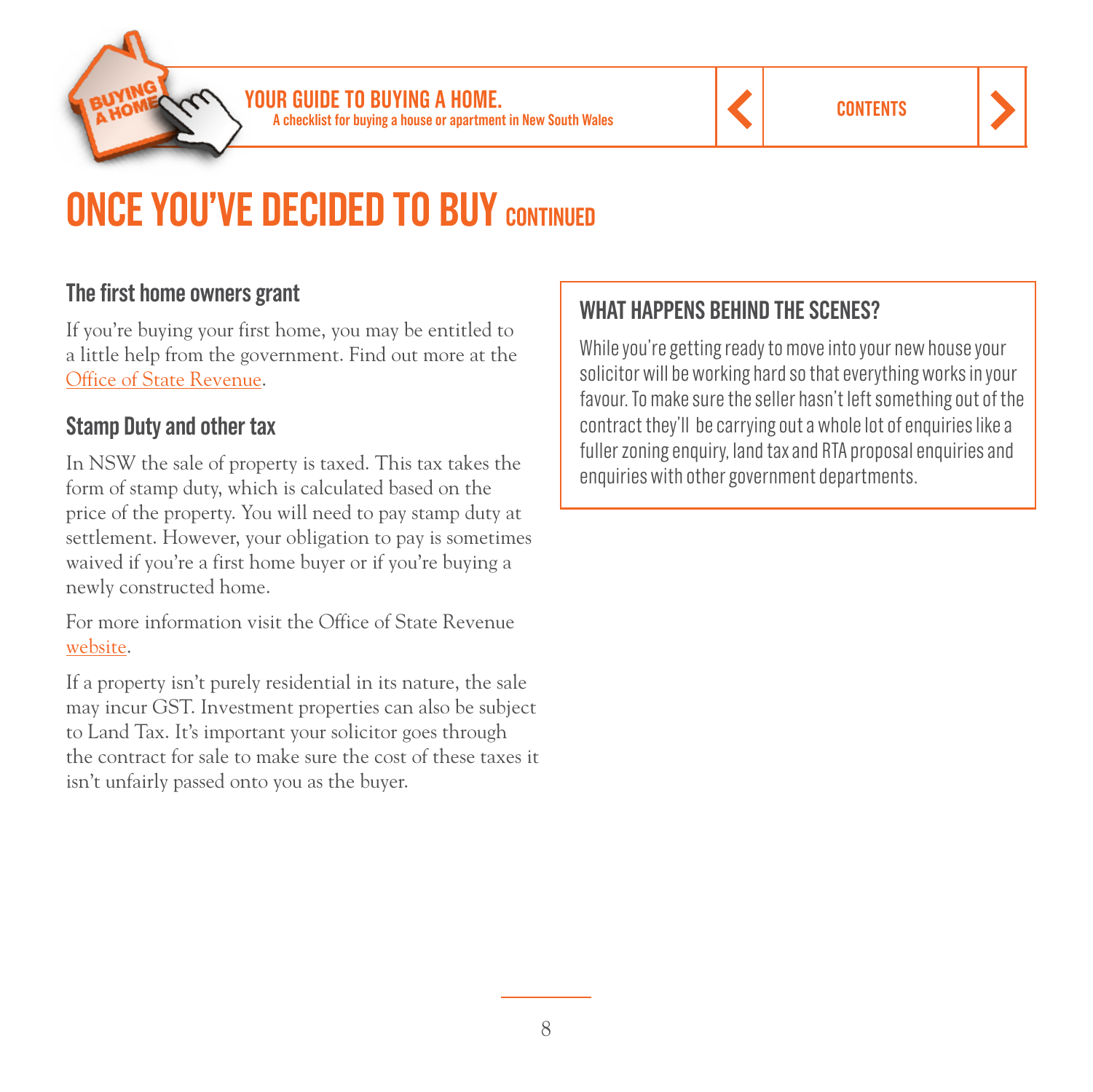# ONCE YOU'VE DECIDED TO BUY CONTINUED

## The first home owners grant

If you're buying your first home, you may be entitled to a little help from the government. Find out more at the Office of State Revenue.

## Stamp Duty and other tax

In NSW the sale of property is taxed. This tax takes the form of stamp duty, which is calculated based on the price of the property. You will need to pay stamp duty at settlement. However, your obligation to pay is sometimes waived if you're a first home buyer or if you're buying a newly constructed home.

For more information visit the Office of State Revenue website.

If a property isn't purely residential in its nature, the sale may incur GST. Investment properties can also be subject to Land Tax. It's important your solicitor goes through the contract for sale to make sure the cost of these taxes it isn't unfairly passed onto you as the buyer.

## WHAT HAPPENS BEHIND THE SCENES?

While you're getting ready to move into your new house your solicitor will be working hard so that everything works in your favour. To make sure the seller hasn't left something out of the contract they'll be carrying out a whole lot of enquiries like a fuller zoning enquiry, land tax and RTA proposal enquiries and enquiries with other government departments.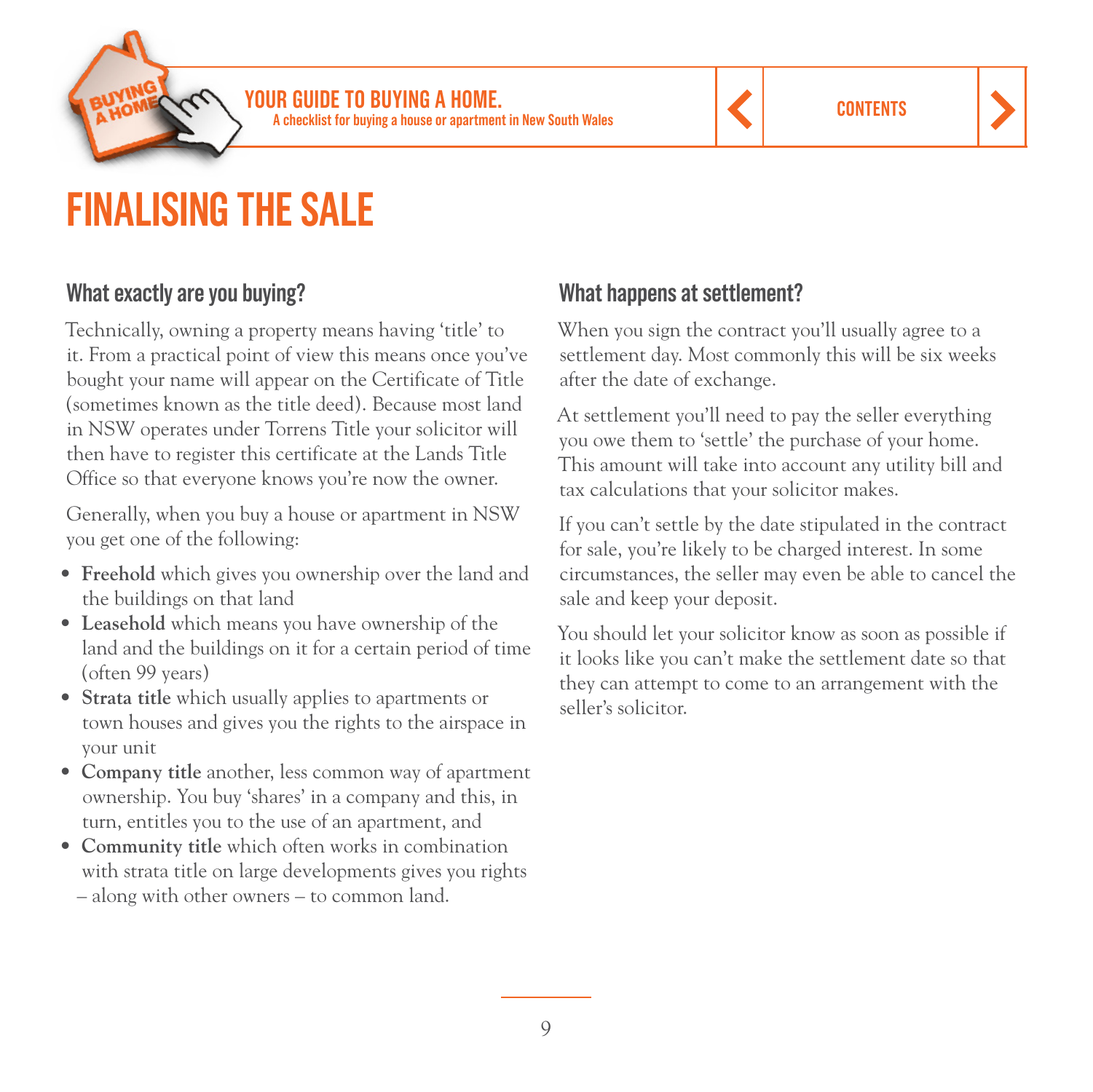# FINALISING THE SALE

## What exactly are you buying?

Technically, owning a property means having 'title' to it. From a practical point of view this means once you've bought your name will appear on the Certificate of Title (sometimes known as the title deed). Because most land in NSW operates under Torrens Title your solicitor will then have to register this certificate at the Lands Title Office so that everyone knows you're now the owner.

Generally, when you buy a house or apartment in NSW you get one of the following:

- **Freehold** which gives you ownership over the land and the buildings on that land
- **Leasehold** which means you have ownership of the land and the buildings on it for a certain period of time (often 99 years)
- **Strata title** which usually applies to apartments or town houses and gives you the rights to the airspace in your unit
- **Company title** another, less common way of apartment ownership. You buy 'shares' in a company and this, in turn, entitles you to the use of an apartment, and
- **Community title** which often works in combination with strata title on large developments gives you rights – along with other owners – to common land.

## What happens at settlement?

When you sign the contract you'll usually agree to a settlement day. Most commonly this will be six weeks after the date of exchange.

At settlement you'll need to pay the seller everything you owe them to 'settle' the purchase of your home. This amount will take into account any utility bill and tax calculations that your solicitor makes.

If you can't settle by the date stipulated in the contract for sale, you're likely to be charged interest. In some circumstances, the seller may even be able to cancel the sale and keep your deposit.

You should let your solicitor know as soon as possible if it looks like you can't make the settlement date so that they can attempt to come to an arrangement with the seller's solicitor.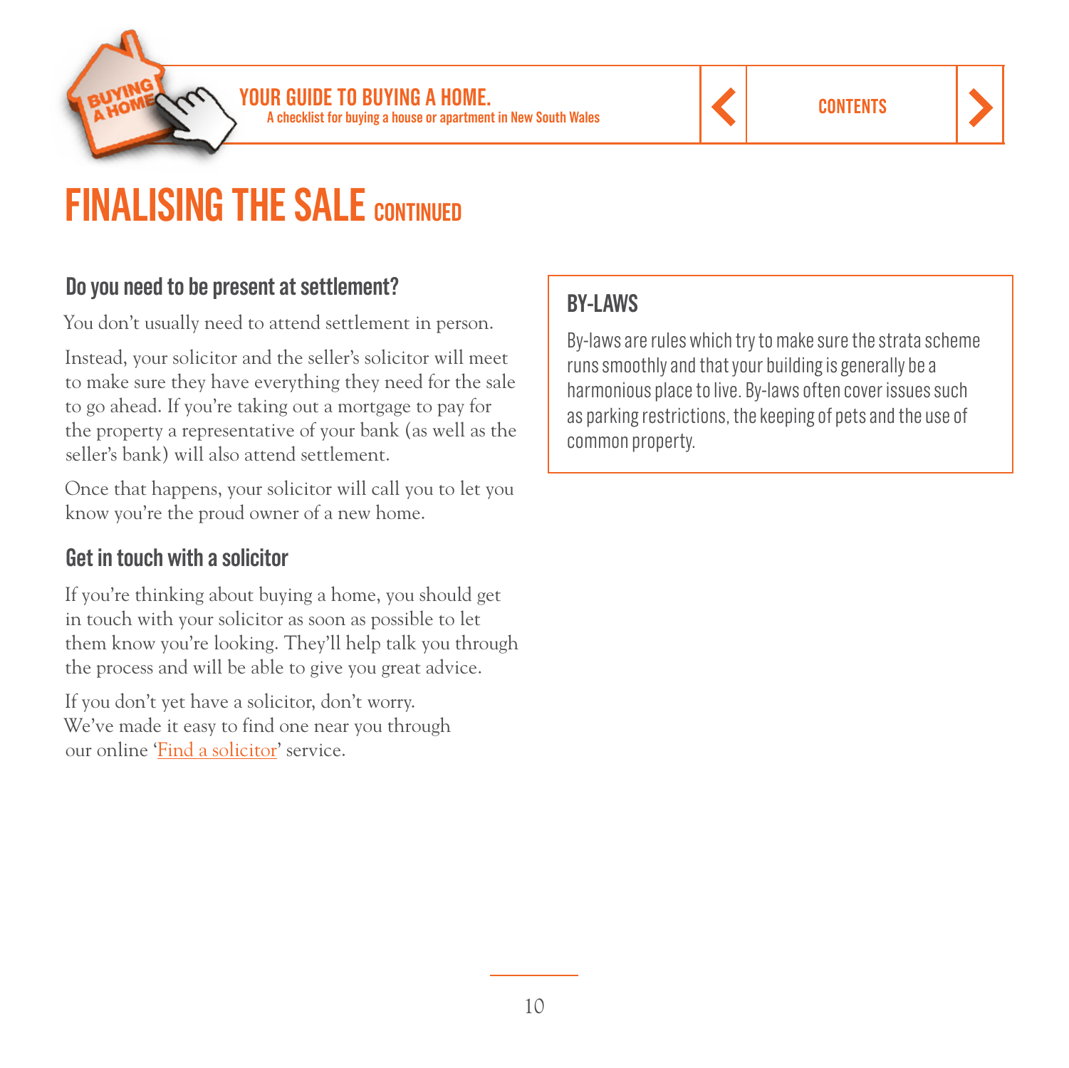# FINALISING THE SALE CONTINUED

## Do you need to be present at settlement?

You don't usually need to attend settlement in person.

Instead, your solicitor and the seller's solicitor will meet to make sure they have everything they need for the sale to go ahead. If you're taking out a mortgage to pay for the property a representative of your bank (as well as the seller's bank) will also attend settlement.

Once that happens, your solicitor will call you to let you know you're the proud owner of a new home.

## Get in touch with a solicitor

If you're thinking about buying a home, you should get in touch with your solicitor as soon as possible to let them know you're looking. They'll help talk you through the process and will be able to give you great advice.

If you don't yet have a solicitor, don't worry. We've made it easy to find one near you through our online 'Find a solicitor' service.

### BY-LAWS

By-laws are rules which try to make sure the strata scheme runs smoothly and that your building is generally be a harmonious place to live. By-laws often cover issues such as parking restrictions, the keeping of pets and the use of common property.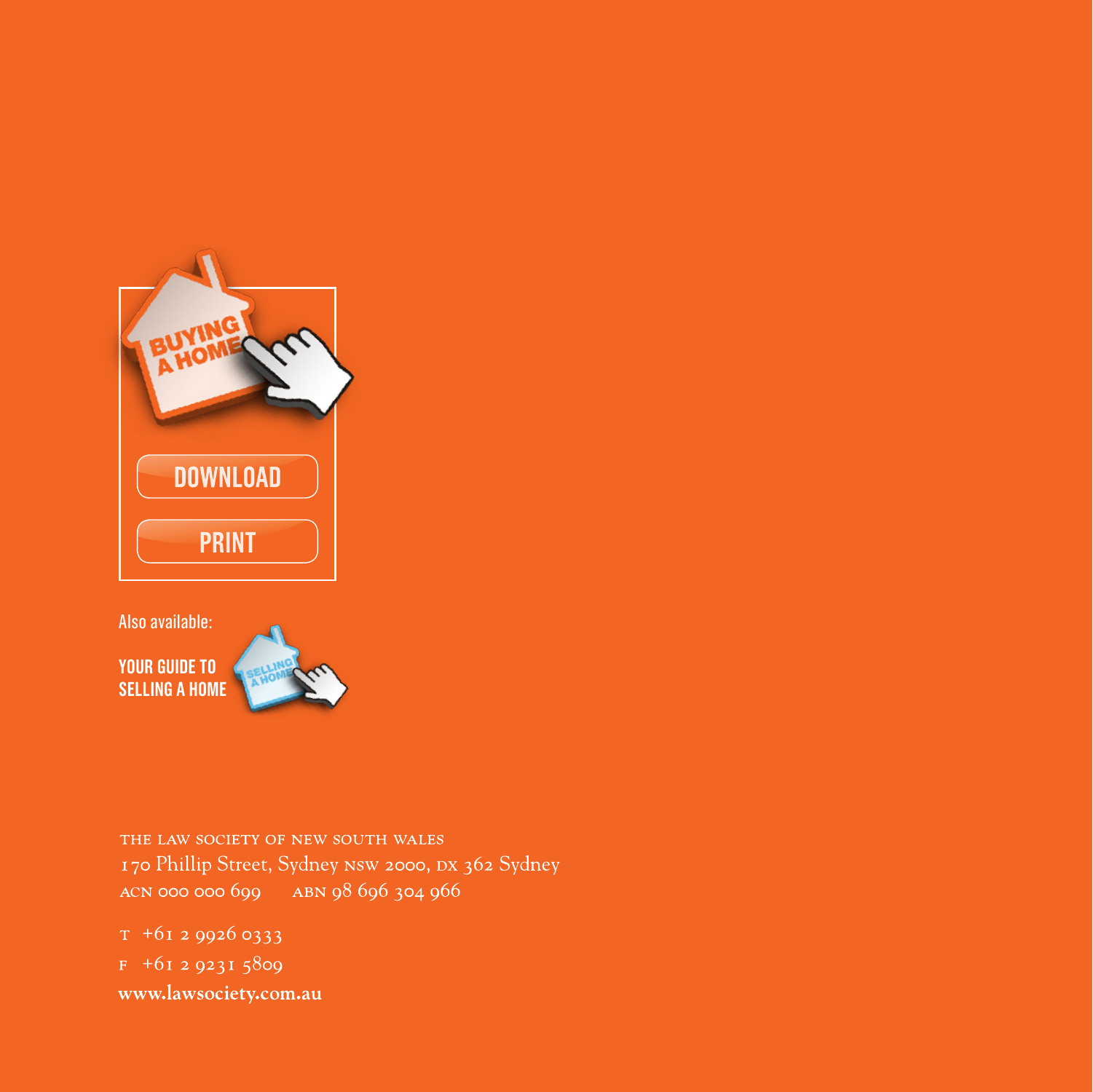BUYING A HOME

DOWNLOAD

PRINT

Also available:

**YOUR GUIDE TO SELLING A HOME**

SELLING A HOME

THE LAW SOCIETY OF NEW SOUTH WALES
170 Phillip Street, Sydney NSW 2000, DX 362 Sydney
ACN 000 000 699 ABN 98 696 304 966

T +61 2 9926 0333
F +61 2 9231 5809
**www.lawsociety.com.au**